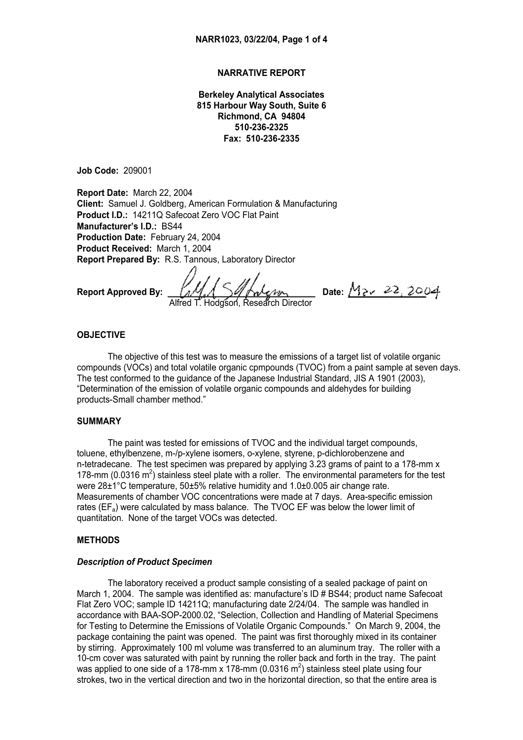# NARRATIVE REPORT

**Berkeley Analytical Associates**
**815 Harbour Way South, Suite 6**
**Richmond, CA 94804**
**510-236-2325**
**Fax: 510-236-2335**

**Job Code:** 209001

**Report Date:** March 22, 2004
**Client:** Samuel J. Goldberg, American Formulation & Manufacturing
**Product I.D.:** 14211Q Safecoat Zero VOC Flat Paint
**Manufacturer's I.D.:** BS44
**Production Date:** February 24, 2004
**Product Received:** March 1, 2004
**Report Prepared By:** R.S. Tannous, Laboratory Director

**Report Approved By:** Alfred T. Hodgson, Research Director **Date:** Mar 22, 2004

## OBJECTIVE

The objective of this test was to measure the emissions of a target list of volatile organic compounds (VOCs) and total volatile organic cpmpounds (TVOC) from a paint sample at seven days. The test conformed to the guidance of the Japanese Industrial Standard, JIS A 1901 (2003), "Determination of the emission of volatile organic compounds and aldehydes for building products-Small chamber method."

## SUMMARY

The paint was tested for emissions of TVOC and the individual target compounds, toluene, ethylbenzene, m-/p-xylene isomers, o-xylene, styrene, p-dichlorobenzene and n-tetradecane. The test specimen was prepared by applying 3.23 grams of paint to a 178-mm x 178-mm (0.0316 $m^2$) stainless steel plate with a roller. The environmental parameters for the test were 28±1°C temperature, 50±5% relative humidity and 1.0±0.005 air change rate. Measurements of chamber VOC concentrations were made at 7 days. Area-specific emission rates ($EF_a$) were calculated by mass balance. The TVOC EF was below the lower limit of quantitation. None of the target VOCs was detected.

## METHODS

### *Description of Product Specimen*

The laboratory received a product sample consisting of a sealed package of paint on March 1, 2004. The sample was identified as: manufacture's ID # BS44; product name Safecoat Flat Zero VOC; sample ID 14211Q; manufacturing date 2/24/04. The sample was handled in accordance with BAA-SOP-2000.02, "Selection, Collection and Handling of Material Specimens for Testing to Determine the Emissions of Volatile Organic Compounds." On March 9, 2004, the package containing the paint was opened. The paint was first thoroughly mixed in its container by stirring. Approximately 100 ml volume was transferred to an aluminum tray. The roller with a 10-cm cover was saturated with paint by running the roller back and forth in the tray. The paint was applied to one side of a 178-mm x 178-mm (0.0316 $m^2$) stainless steel plate using four strokes, two in the vertical direction and two in the horizontal direction, so that the entire area is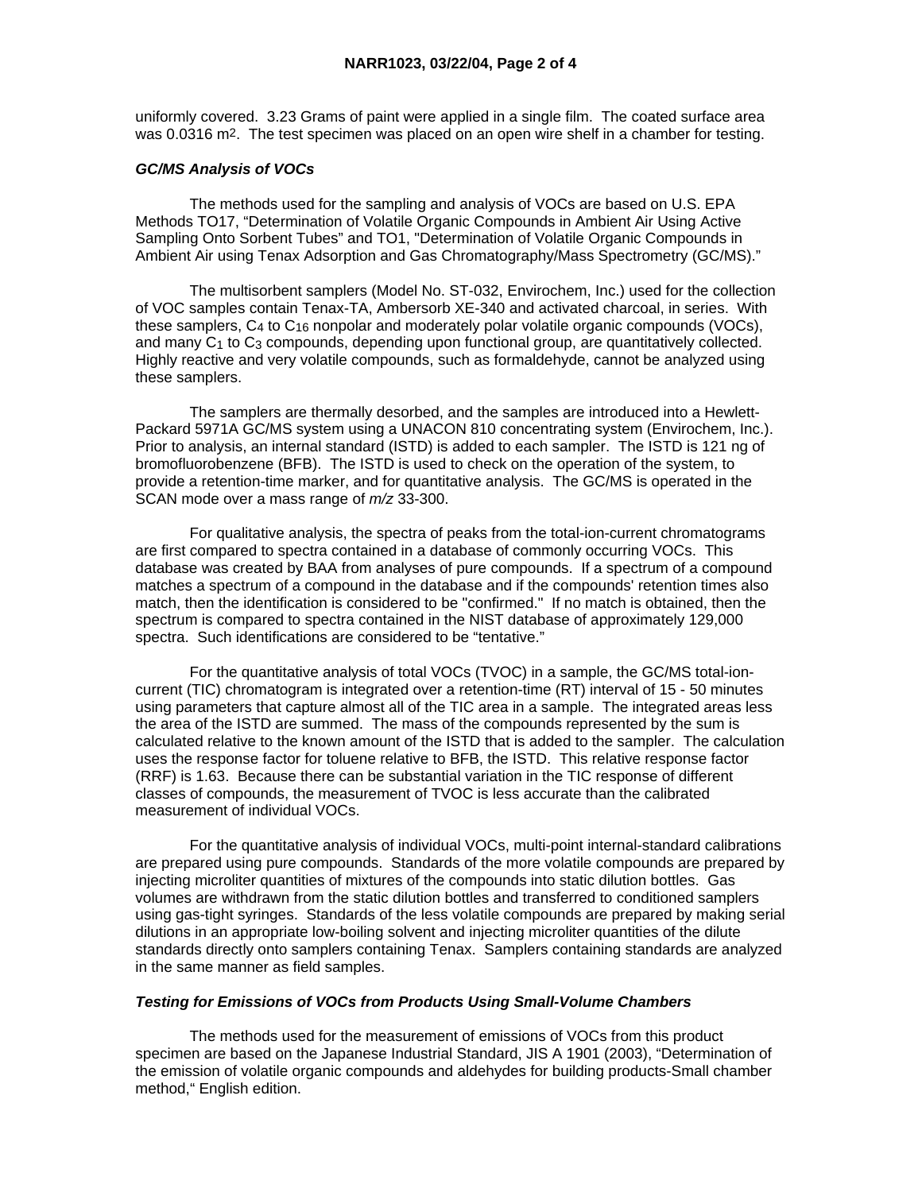uniformly covered. 3.23 Grams of paint were applied in a single film. The coated surface area was 0.0316 $m^2$. The test specimen was placed on an open wire shelf in a chamber for testing.

### *GC/MS Analysis of VOCs*

The methods used for the sampling and analysis of VOCs are based on U.S. EPA Methods TO17, "Determination of Volatile Organic Compounds in Ambient Air Using Active Sampling Onto Sorbent Tubes" and TO1, "Determination of Volatile Organic Compounds in Ambient Air using Tenax Adsorption and Gas Chromatography/Mass Spectrometry (GC/MS)."

The multisorbent samplers (Model No. ST-032, Envirochem, Inc.) used for the collection of VOC samples contain Tenax-TA, Ambersorb XE-340 and activated charcoal, in series. With these samplers, $C_4$ to $C_{16}$ nonpolar and moderately polar volatile organic compounds (VOCs), and many $C_1$ to $C_3$ compounds, depending upon functional group, are quantitatively collected. Highly reactive and very volatile compounds, such as formaldehyde, cannot be analyzed using these samplers.

The samplers are thermally desorbed, and the samples are introduced into a Hewlett-Packard 5971A GC/MS system using a UNACON 810 concentrating system (Envirochem, Inc.). Prior to analysis, an internal standard (ISTD) is added to each sampler. The ISTD is 121 ng of bromofluorobenzene (BFB). The ISTD is used to check on the operation of the system, to provide a retention-time marker, and for quantitative analysis. The GC/MS is operated in the SCAN mode over a mass range of *m/z* 33-300.

For qualitative analysis, the spectra of peaks from the total-ion-current chromatograms are first compared to spectra contained in a database of commonly occurring VOCs. This database was created by BAA from analyses of pure compounds. If a spectrum of a compound matches a spectrum of a compound in the database and if the compounds' retention times also match, then the identification is considered to be "confirmed." If no match is obtained, then the spectrum is compared to spectra contained in the NIST database of approximately 129,000 spectra. Such identifications are considered to be "tentative."

For the quantitative analysis of total VOCs (TVOC) in a sample, the GC/MS total-ion-current (TIC) chromatogram is integrated over a retention-time (RT) interval of 15 - 50 minutes using parameters that capture almost all of the TIC area in a sample. The integrated areas less the area of the ISTD are summed. The mass of the compounds represented by the sum is calculated relative to the known amount of the ISTD that is added to the sampler. The calculation uses the response factor for toluene relative to BFB, the ISTD. This relative response factor (RRF) is 1.63. Because there can be substantial variation in the TIC response of different classes of compounds, the measurement of TVOC is less accurate than the calibrated measurement of individual VOCs.

For the quantitative analysis of individual VOCs, multi-point internal-standard calibrations are prepared using pure compounds. Standards of the more volatile compounds are prepared by injecting microliter quantities of mixtures of the compounds into static dilution bottles. Gas volumes are withdrawn from the static dilution bottles and transferred to conditioned samplers using gas-tight syringes. Standards of the less volatile compounds are prepared by making serial dilutions in an appropriate low-boiling solvent and injecting microliter quantities of the dilute standards directly onto samplers containing Tenax. Samplers containing standards are analyzed in the same manner as field samples.

### *Testing for Emissions of VOCs from Products Using Small-Volume Chambers*

The methods used for the measurement of emissions of VOCs from this product specimen are based on the Japanese Industrial Standard, JIS A 1901 (2003), "Determination of the emission of volatile organic compounds and aldehydes for building products-Small chamber method," English edition.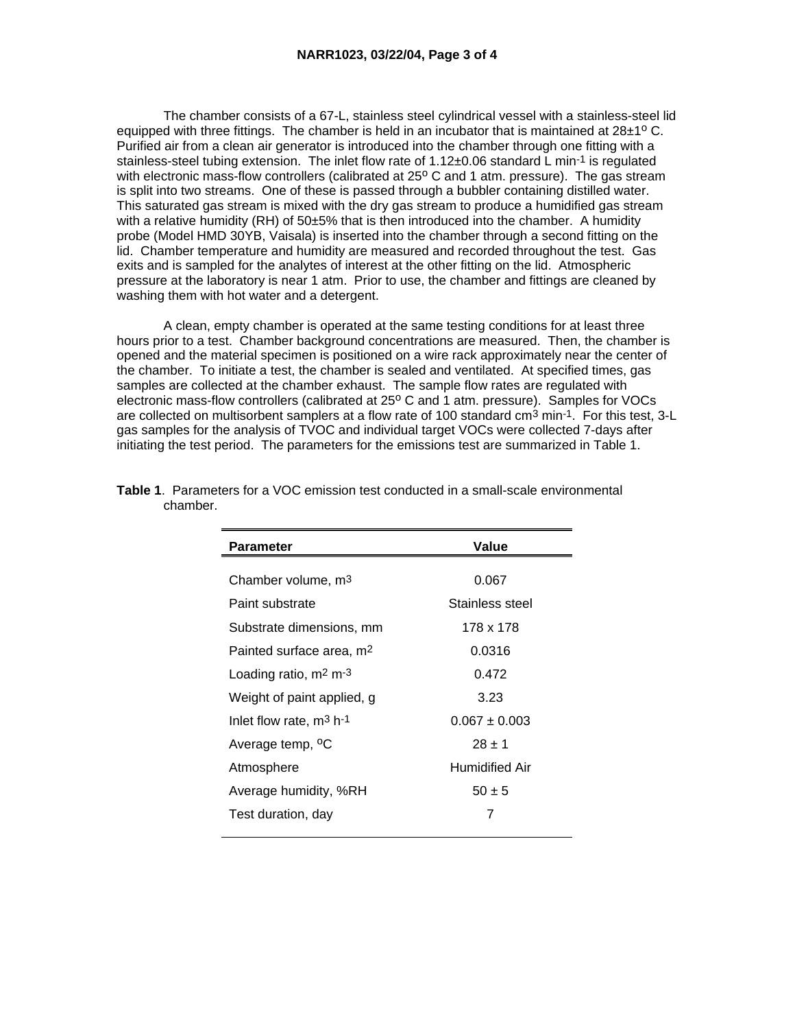The chamber consists of a 67-L, stainless steel cylindrical vessel with a stainless-steel lid equipped with three fittings. The chamber is held in an incubator that is maintained at 28±1$^o$ C. Purified air from a clean air generator is introduced into the chamber through one fitting with a stainless-steel tubing extension. The inlet flow rate of 1.12±0.06 standard L min$^{-1}$ is regulated with electronic mass-flow controllers (calibrated at 25$^o$ C and 1 atm. pressure). The gas stream is split into two streams. One of these is passed through a bubbler containing distilled water. This saturated gas stream is mixed with the dry gas stream to produce a humidified gas stream with a relative humidity (RH) of 50±5% that is then introduced into the chamber. A humidity probe (Model HMD 30YB, Vaisala) is inserted into the chamber through a second fitting on the lid. Chamber temperature and humidity are measured and recorded throughout the test. Gas exits and is sampled for the analytes of interest at the other fitting on the lid. Atmospheric pressure at the laboratory is near 1 atm. Prior to use, the chamber and fittings are cleaned by washing them with hot water and a detergent.

A clean, empty chamber is operated at the same testing conditions for at least three hours prior to a test. Chamber background concentrations are measured. Then, the chamber is opened and the material specimen is positioned on a wire rack approximately near the center of the chamber. To initiate a test, the chamber is sealed and ventilated. At specified times, gas samples are collected at the chamber exhaust. The sample flow rates are regulated with electronic mass-flow controllers (calibrated at 25$^o$ C and 1 atm. pressure). Samples for VOCs are collected on multisorbent samplers at a flow rate of 100 standard cm$^3$ min$^{-1}$. For this test, 3-L gas samples for the analysis of TVOC and individual target VOCs were collected 7-days after initiating the test period. The parameters for the emissions test are summarized in Table 1.

**Table 1**. Parameters for a VOC emission test conducted in a small-scale environmental chamber.

| Parameter | Value |
|---|---|
| Chamber volume, m$^3$ | 0.067 |
| Paint substrate | Stainless steel |
| Substrate dimensions, mm | 178 x 178 |
| Painted surface area, m$^2$ | 0.0316 |
| Loading ratio, m$^2$ m$^{-3}$ | 0.472 |
| Weight of paint applied, g | 3.23 |
| Inlet flow rate, m$^3$ h$^{-1}$ | 0.067 ± 0.003 |
| Average temp, $^o$C | 28 ± 1 |
| Atmosphere | Humidified Air |
| Average humidity, %RH | 50 ± 5 |
| Test duration, day | 7 |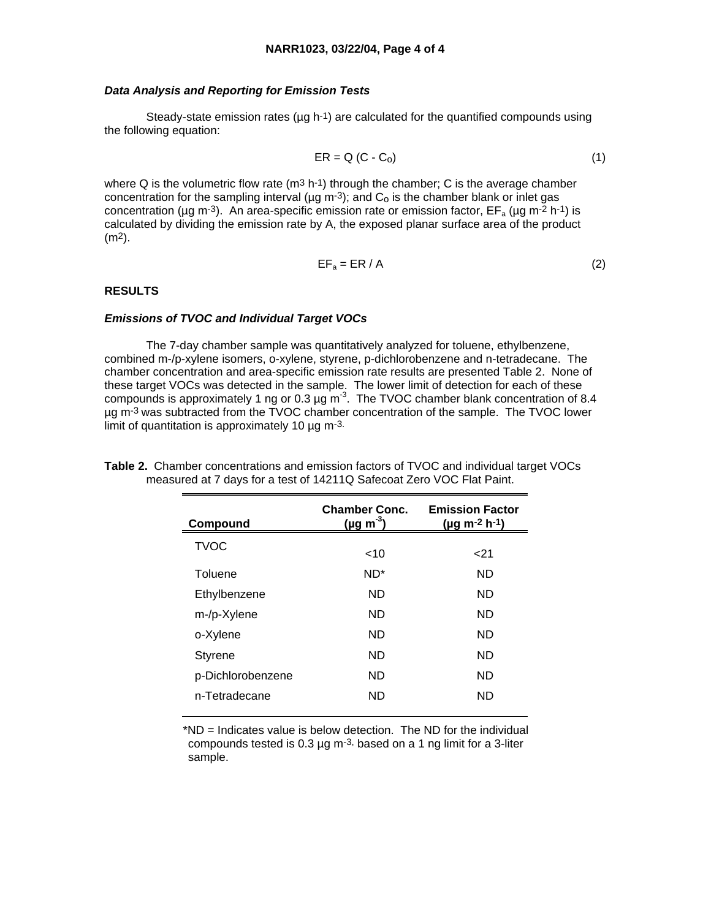### *Data Analysis and Reporting for Emission Tests*

Steady-state emission rates (µg $h^{-1}$) are calculated for the quantified compounds using the following equation:

$$ER = Q\,(C - C_o) \tag{1}$$

where Q is the volumetric flow rate ($m^3$ $h^{-1}$) through the chamber; C is the average chamber concentration for the sampling interval (µg $m^{-3}$); and $C_o$ is the chamber blank or inlet gas concentration (µg $m^{-3}$). An area-specific emission rate or emission factor, $EF_a$ (µg $m^{-2}$ $h^{-1}$) is calculated by dividing the emission rate by A, the exposed planar surface area of the product ($m^2$).

$$EF_a = ER\,/\,A \tag{2}$$

## RESULTS

### *Emissions of TVOC and Individual Target VOCs*

The 7-day chamber sample was quantitatively analyzed for toluene, ethylbenzene, combined m-/p-xylene isomers, o-xylene, styrene, p-dichlorobenzene and n-tetradecane. The chamber concentration and area-specific emission rate results are presented Table 2. None of these target VOCs was detected in the sample. The lower limit of detection for each of these compounds is approximately 1 ng or 0.3 µg $m^{-3}$. The TVOC chamber blank concentration of 8.4 µg $m^{-3}$ was subtracted from the TVOC chamber concentration of the sample. The TVOC lower limit of quantitation is approximately 10 µg $m^{-3}$.

**Table 2.** Chamber concentrations and emission factors of TVOC and individual target VOCs measured at 7 days for a test of 14211Q Safecoat Zero VOC Flat Paint.

| Compound | Chamber Conc. (µg $m^{-3}$) | Emission Factor (µg $m^{-2}$ $h^{-1}$) |
|---|---|---|
| TVOC | <10 | <21 |
| Toluene | ND* | ND |
| Ethylbenzene | ND | ND |
| m-/p-Xylene | ND | ND |
| o-Xylene | ND | ND |
| Styrene | ND | ND |
| p-Dichlorobenzene | ND | ND |
| n-Tetradecane | ND | ND |

*ND = Indicates value is below detection. The ND for the individual compounds tested is 0.3 µg $m^{-3}$, based on a 1 ng limit for a 3-liter sample.